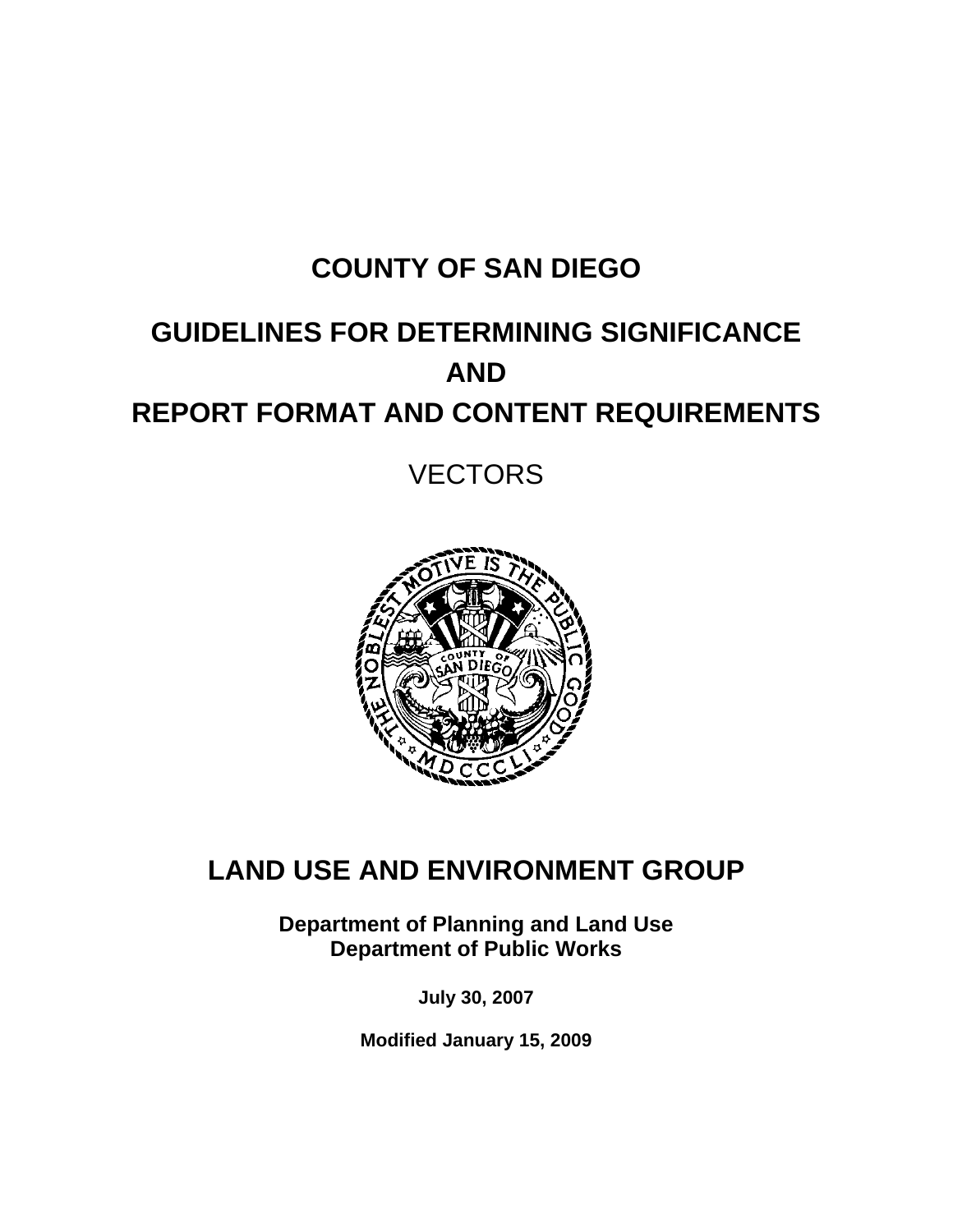# COUNTY OF SAN DIEGO

# GUIDELINES FOR DETERMINING SIGNIFICANCE AND REPORT FORMAT AND CONTENT REQUIREMENTS

## VECTORS

## LAND USE AND ENVIRONMENT GROUP

**Department of Planning and Land Use**
**Department of Public Works**

**July 30, 2007**

**Modified January 15, 2009**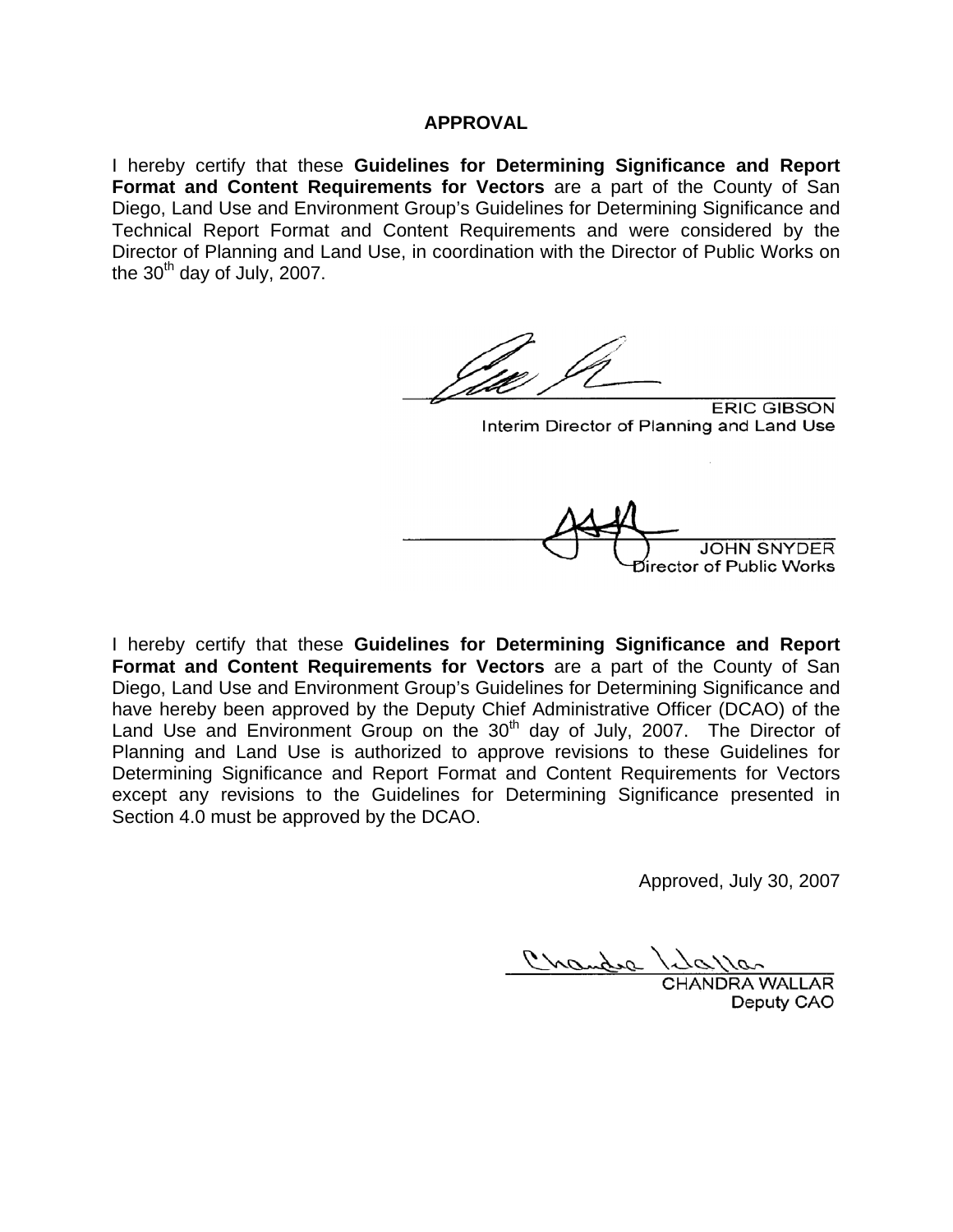## APPROVAL

I hereby certify that these **Guidelines for Determining Significance and Report Format and Content Requirements for Vectors** are a part of the County of San Diego, Land Use and Environment Group's Guidelines for Determining Significance and Technical Report Format and Content Requirements and were considered by the Director of Planning and Land Use, in coordination with the Director of Public Works on the 30th day of July, 2007.

ERIC GIBSON
Interim Director of Planning and Land Use

JOHN SNYDER
Director of Public Works

I hereby certify that these **Guidelines for Determining Significance and Report Format and Content Requirements for Vectors** are a part of the County of San Diego, Land Use and Environment Group's Guidelines for Determining Significance and have hereby been approved by the Deputy Chief Administrative Officer (DCAO) of the Land Use and Environment Group on the 30th day of July, 2007. The Director of Planning and Land Use is authorized to approve revisions to these Guidelines for Determining Significance and Report Format and Content Requirements for Vectors except any revisions to the Guidelines for Determining Significance presented in Section 4.0 must be approved by the DCAO.

Approved, July 30, 2007

CHANDRA WALLAR
Deputy CAO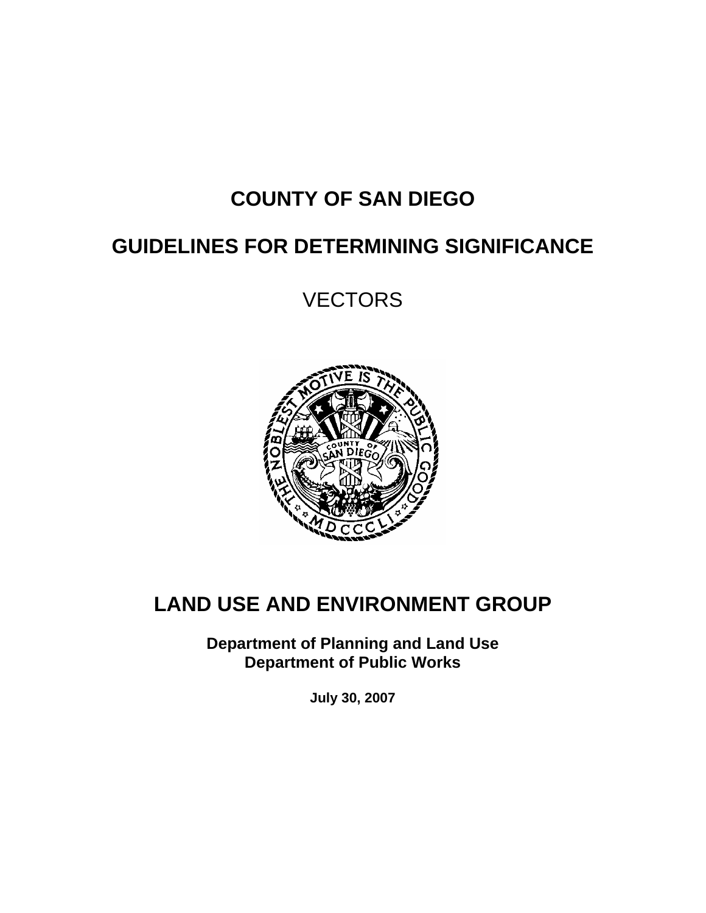# COUNTY OF SAN DIEGO

# GUIDELINES FOR DETERMINING SIGNIFICANCE

VECTORS

# LAND USE AND ENVIRONMENT GROUP

**Department of Planning and Land Use**
**Department of Public Works**

**July 30, 2007**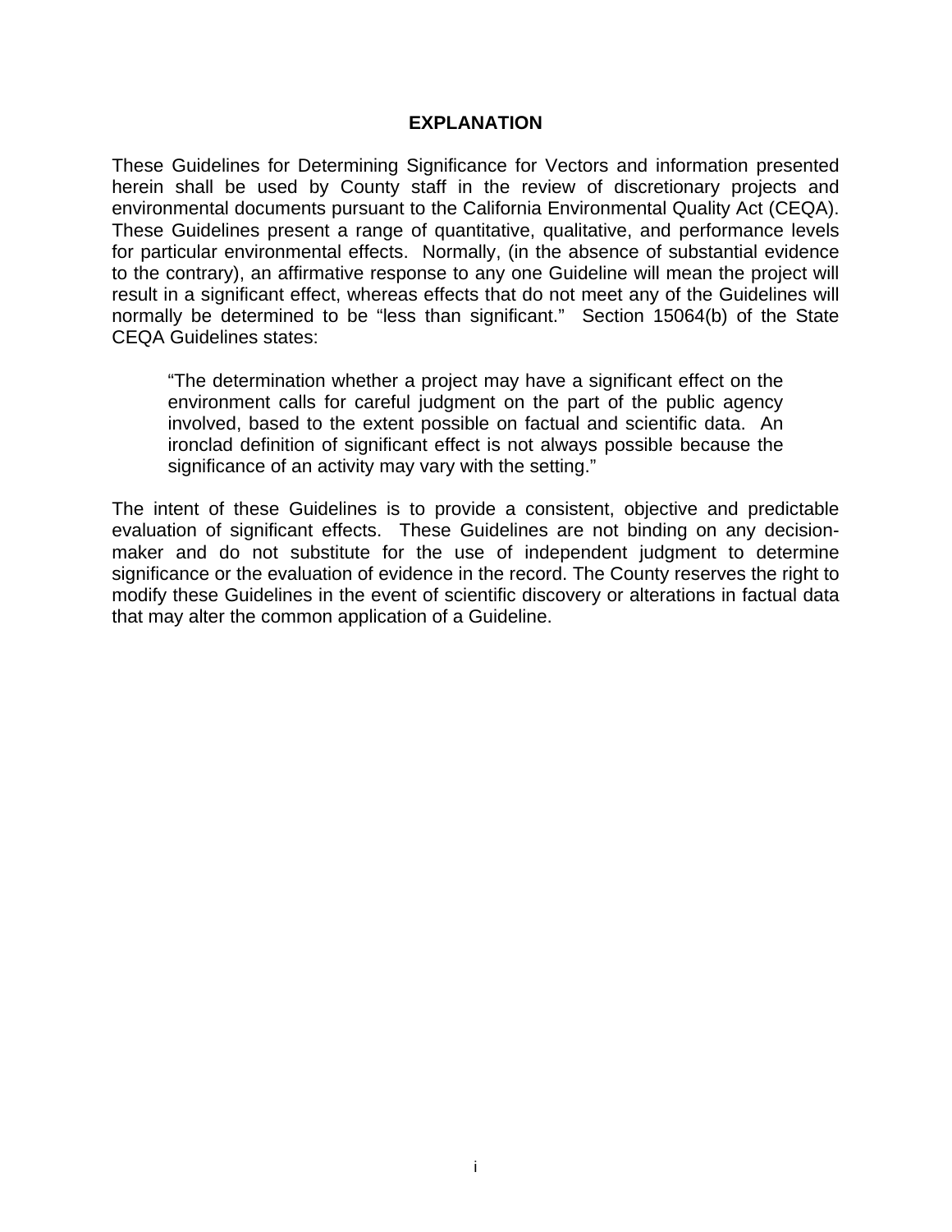## EXPLANATION

These Guidelines for Determining Significance for Vectors and information presented herein shall be used by County staff in the review of discretionary projects and environmental documents pursuant to the California Environmental Quality Act (CEQA). These Guidelines present a range of quantitative, qualitative, and performance levels for particular environmental effects. Normally, (in the absence of substantial evidence to the contrary), an affirmative response to any one Guideline will mean the project will result in a significant effect, whereas effects that do not meet any of the Guidelines will normally be determined to be "less than significant." Section 15064(b) of the State CEQA Guidelines states:

> "The determination whether a project may have a significant effect on the environment calls for careful judgment on the part of the public agency involved, based to the extent possible on factual and scientific data. An ironclad definition of significant effect is not always possible because the significance of an activity may vary with the setting."

The intent of these Guidelines is to provide a consistent, objective and predictable evaluation of significant effects. These Guidelines are not binding on any decision-maker and do not substitute for the use of independent judgment to determine significance or the evaluation of evidence in the record. The County reserves the right to modify these Guidelines in the event of scientific discovery or alterations in factual data that may alter the common application of a Guideline.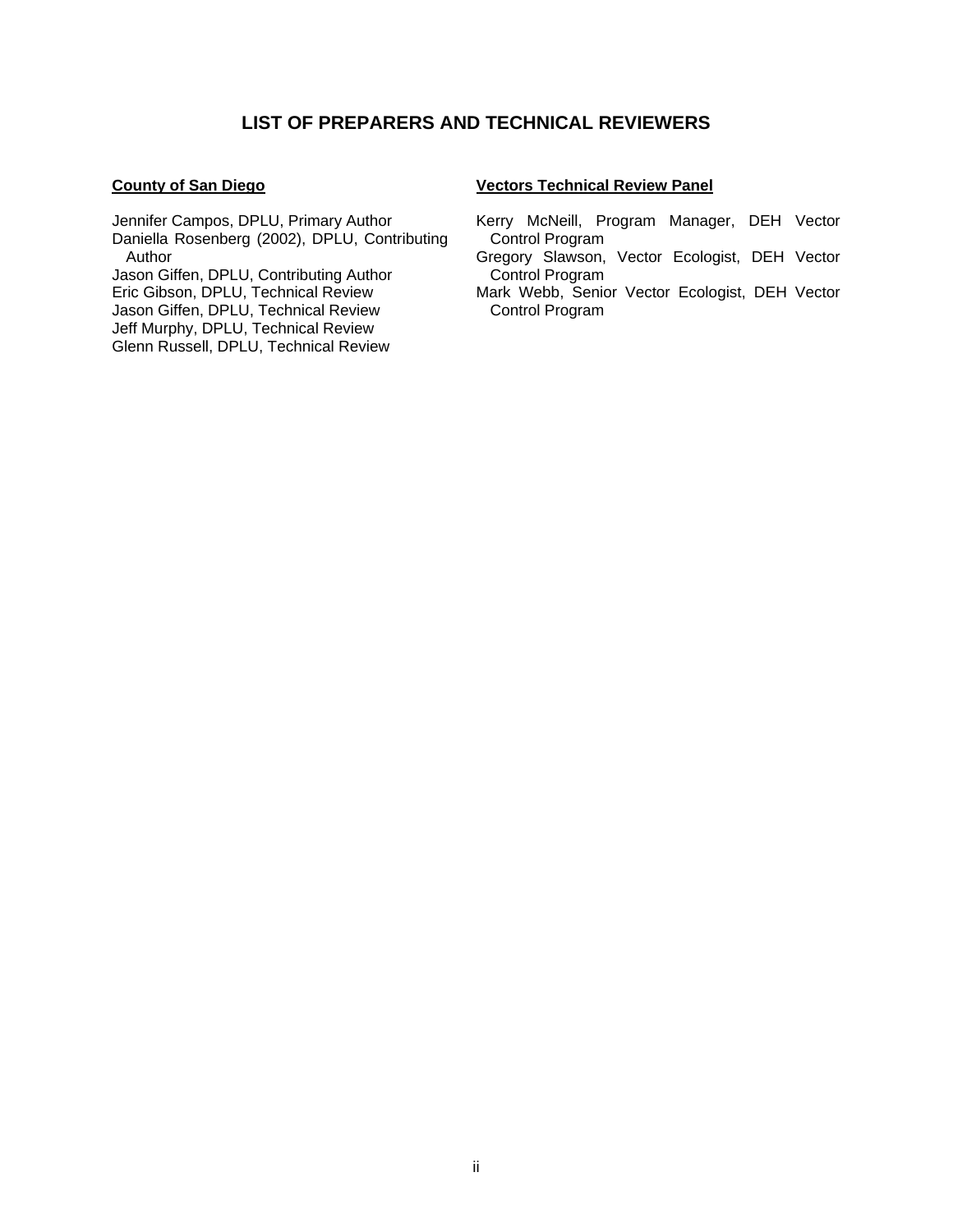# LIST OF PREPARERS AND TECHNICAL REVIEWERS

**County of San Diego**

Jennifer Campos, DPLU, Primary Author
Daniella Rosenberg (2002), DPLU, Contributing Author
Jason Giffen, DPLU, Contributing Author
Eric Gibson, DPLU, Technical Review
Jason Giffen, DPLU, Technical Review
Jeff Murphy, DPLU, Technical Review
Glenn Russell, DPLU, Technical Review

**Vectors Technical Review Panel**

Kerry McNeill, Program Manager, DEH Vector Control Program
Gregory Slawson, Vector Ecologist, DEH Vector Control Program
Mark Webb, Senior Vector Ecologist, DEH Vector Control Program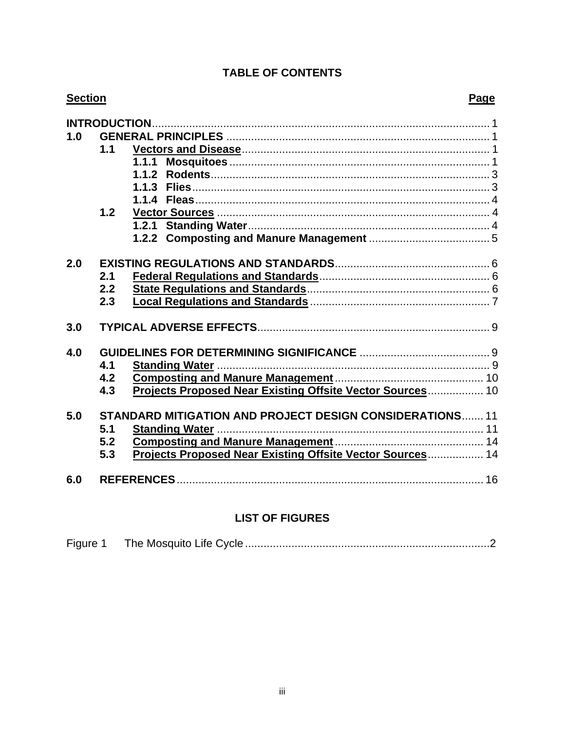**TABLE OF CONTENTS**

| Section | | | Page |
|---|---|---|---|
| **INTRODUCTION** | | | 1 |
| **1.0** | **GENERAL PRINCIPLES** | | 1 |
| | **1.1** | **Vectors and Disease** | 1 |
| | | **1.1.1 Mosquitoes** | 1 |
| | | **1.1.2 Rodents** | 3 |
| | | **1.1.3 Flies** | 3 |
| | | **1.1.4 Fleas** | 4 |
| | **1.2** | **Vector Sources** | 4 |
| | | **1.2.1 Standing Water** | 4 |
| | | **1.2.2 Composting and Manure Management** | 5 |
| **2.0** | **EXISTING REGULATIONS AND STANDARDS** | | 6 |
| | **2.1** | **Federal Regulations and Standards** | 6 |
| | **2.2** | **State Regulations and Standards** | 6 |
| | **2.3** | **Local Regulations and Standards** | 7 |
| **3.0** | **TYPICAL ADVERSE EFFECTS** | | 9 |
| **4.0** | **GUIDELINES FOR DETERMINING SIGNIFICANCE** | | 9 |
| | **4.1** | **Standing Water** | 9 |
| | **4.2** | **Composting and Manure Management** | 10 |
| | **4.3** | **Projects Proposed Near Existing Offsite Vector Sources** | 10 |
| **5.0** | **STANDARD MITIGATION AND PROJECT DESIGN CONSIDERATIONS** | | 11 |
| | **5.1** | **Standing Water** | 11 |
| | **5.2** | **Composting and Manure Management** | 14 |
| | **5.3** | **Projects Proposed Near Existing Offsite Vector Sources** | 14 |
| **6.0** | **REFERENCES** | | 16 |

**LIST OF FIGURES**

| | | |
|---|---|---|
| Figure 1 | The Mosquito Life Cycle | 2 |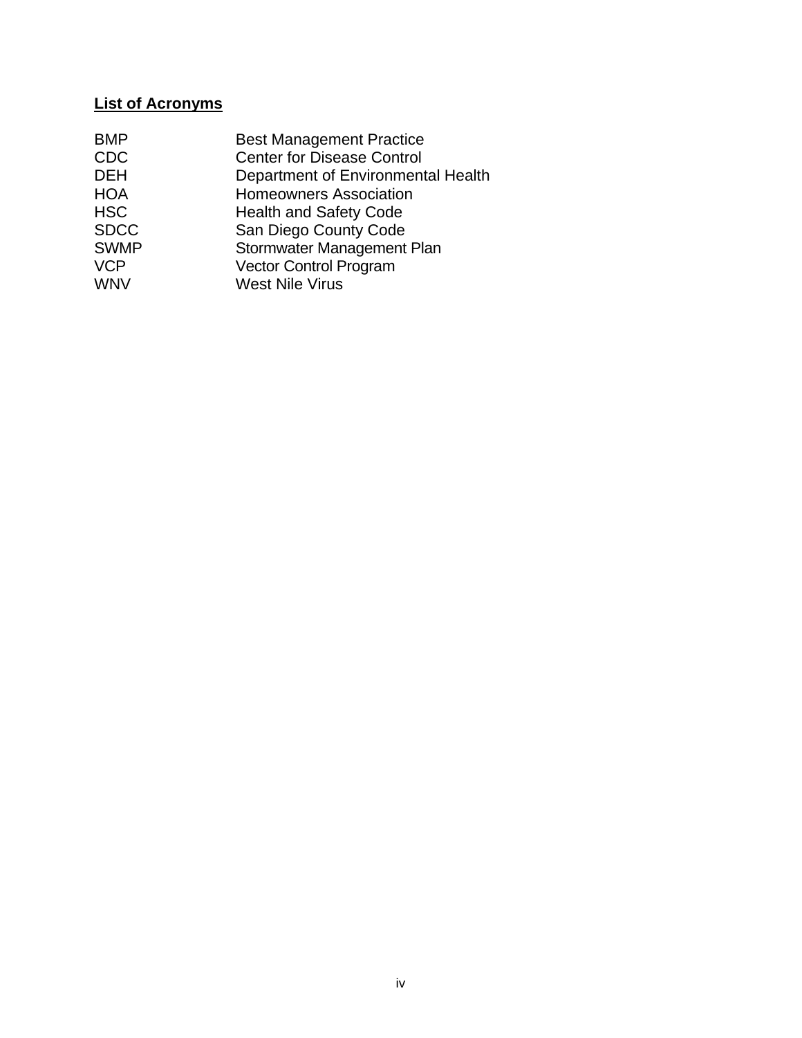**List of Acronyms**

| | |
|---|---|
| BMP | Best Management Practice |
| CDC | Center for Disease Control |
| DEH | Department of Environmental Health |
| HOA | Homeowners Association |
| HSC | Health and Safety Code |
| SDCC | San Diego County Code |
| SWMP | Stormwater Management Plan |
| VCP | Vector Control Program |
| WNV | West Nile Virus |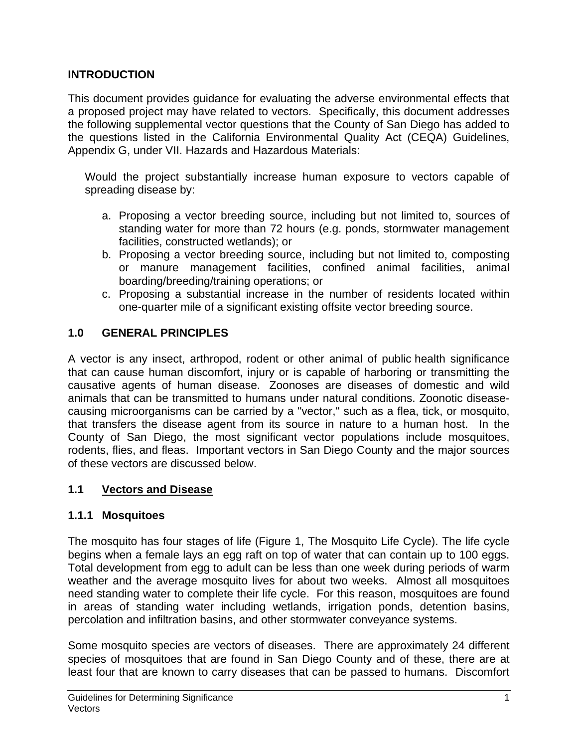## INTRODUCTION

This document provides guidance for evaluating the adverse environmental effects that a proposed project may have related to vectors. Specifically, this document addresses the following supplemental vector questions that the County of San Diego has added to the questions listed in the California Environmental Quality Act (CEQA) Guidelines, Appendix G, under VII. Hazards and Hazardous Materials:

> Would the project substantially increase human exposure to vectors capable of spreading disease by:
>
> a. Proposing a vector breeding source, including but not limited to, sources of standing water for more than 72 hours (e.g. ponds, stormwater management facilities, constructed wetlands); or
> b. Proposing a vector breeding source, including but not limited to, composting or manure management facilities, confined animal facilities, animal boarding/breeding/training operations; or
> c. Proposing a substantial increase in the number of residents located within one-quarter mile of a significant existing offsite vector breeding source.

## 1.0 GENERAL PRINCIPLES

A vector is any insect, arthropod, rodent or other animal of public health significance that can cause human discomfort, injury or is capable of harboring or transmitting the causative agents of human disease. Zoonoses are diseases of domestic and wild animals that can be transmitted to humans under natural conditions. Zoonotic disease-causing microorganisms can be carried by a "vector," such as a flea, tick, or mosquito, that transfers the disease agent from its source in nature to a human host. In the County of San Diego, the most significant vector populations include mosquitoes, rodents, flies, and fleas. Important vectors in San Diego County and the major sources of these vectors are discussed below.

### 1.1 Vectors and Disease

#### 1.1.1 Mosquitoes

The mosquito has four stages of life (Figure 1, The Mosquito Life Cycle). The life cycle begins when a female lays an egg raft on top of water that can contain up to 100 eggs. Total development from egg to adult can be less than one week during periods of warm weather and the average mosquito lives for about two weeks. Almost all mosquitoes need standing water to complete their life cycle. For this reason, mosquitoes are found in areas of standing water including wetlands, irrigation ponds, detention basins, percolation and infiltration basins, and other stormwater conveyance systems.

Some mosquito species are vectors of diseases. There are approximately 24 different species of mosquitoes that are found in San Diego County and of these, there are at least four that are known to carry diseases that can be passed to humans. Discomfort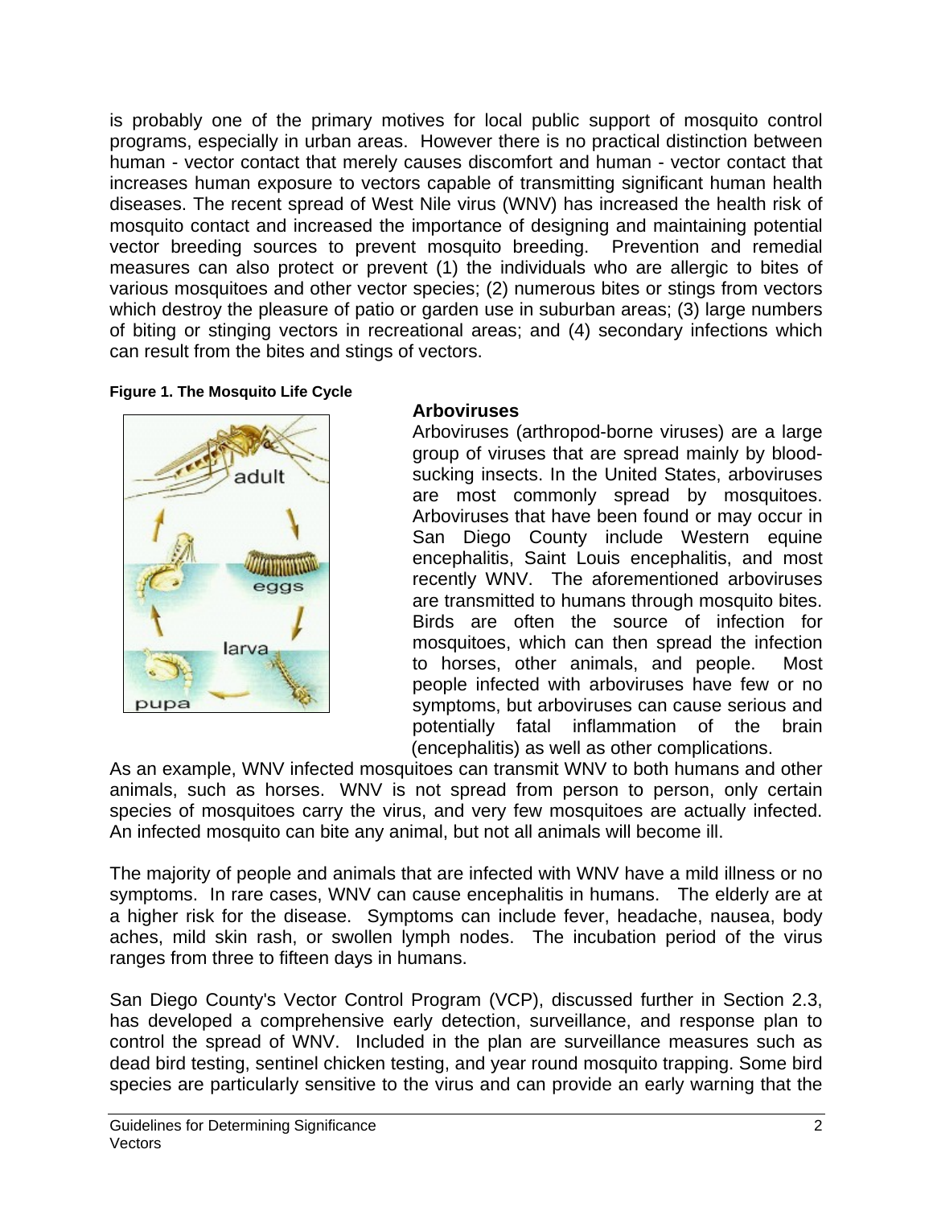is probably one of the primary motives for local public support of mosquito control programs, especially in urban areas. However there is no practical distinction between human - vector contact that merely causes discomfort and human - vector contact that increases human exposure to vectors capable of transmitting significant human health diseases. The recent spread of West Nile virus (WNV) has increased the health risk of mosquito contact and increased the importance of designing and maintaining potential vector breeding sources to prevent mosquito breeding. Prevention and remedial measures can also protect or prevent (1) the individuals who are allergic to bites of various mosquitoes and other vector species; (2) numerous bites or stings from vectors which destroy the pleasure of patio or garden use in suburban areas; (3) large numbers of biting or stinging vectors in recreational areas; and (4) secondary infections which can result from the bites and stings of vectors.

**Figure 1. The Mosquito Life Cycle**

### Arboviruses

Arboviruses (arthropod-borne viruses) are a large group of viruses that are spread mainly by blood-sucking insects. In the United States, arboviruses are most commonly spread by mosquitoes. Arboviruses that have been found or may occur in San Diego County include Western equine encephalitis, Saint Louis encephalitis, and most recently WNV. The aforementioned arboviruses are transmitted to humans through mosquito bites. Birds are often the source of infection for mosquitoes, which can then spread the infection to horses, other animals, and people. Most people infected with arboviruses have few or no symptoms, but arboviruses can cause serious and potentially fatal inflammation of the brain (encephalitis) as well as other complications.

As an example, WNV infected mosquitoes can transmit WNV to both humans and other animals, such as horses. WNV is not spread from person to person, only certain species of mosquitoes carry the virus, and very few mosquitoes are actually infected. An infected mosquito can bite any animal, but not all animals will become ill.

The majority of people and animals that are infected with WNV have a mild illness or no symptoms. In rare cases, WNV can cause encephalitis in humans. The elderly are at a higher risk for the disease. Symptoms can include fever, headache, nausea, body aches, mild skin rash, or swollen lymph nodes. The incubation period of the virus ranges from three to fifteen days in humans.

San Diego County's Vector Control Program (VCP), discussed further in Section 2.3, has developed a comprehensive early detection, surveillance, and response plan to control the spread of WNV. Included in the plan are surveillance measures such as dead bird testing, sentinel chicken testing, and year round mosquito trapping. Some bird species are particularly sensitive to the virus and can provide an early warning that the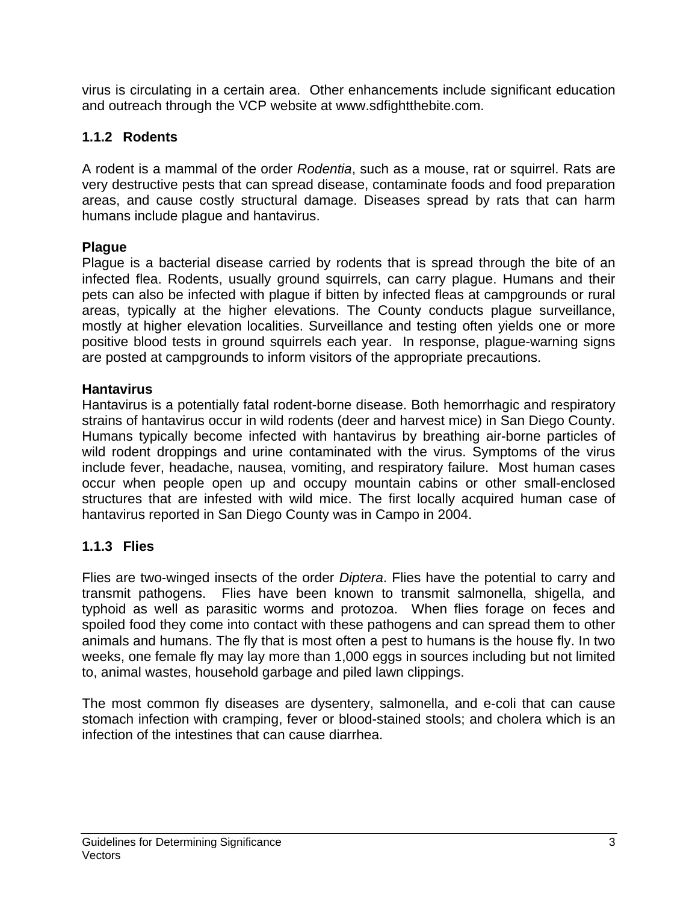virus is circulating in a certain area. Other enhancements include significant education and outreach through the VCP website at www.sdfightthebite.com.

### 1.1.2 Rodents

A rodent is a mammal of the order *Rodentia*, such as a mouse, rat or squirrel. Rats are very destructive pests that can spread disease, contaminate foods and food preparation areas, and cause costly structural damage. Diseases spread by rats that can harm humans include plague and hantavirus.

**Plague**

Plague is a bacterial disease carried by rodents that is spread through the bite of an infected flea. Rodents, usually ground squirrels, can carry plague. Humans and their pets can also be infected with plague if bitten by infected fleas at campgrounds or rural areas, typically at the higher elevations. The County conducts plague surveillance, mostly at higher elevation localities. Surveillance and testing often yields one or more positive blood tests in ground squirrels each year. In response, plague-warning signs are posted at campgrounds to inform visitors of the appropriate precautions.

**Hantavirus**

Hantavirus is a potentially fatal rodent-borne disease. Both hemorrhagic and respiratory strains of hantavirus occur in wild rodents (deer and harvest mice) in San Diego County. Humans typically become infected with hantavirus by breathing air-borne particles of wild rodent droppings and urine contaminated with the virus. Symptoms of the virus include fever, headache, nausea, vomiting, and respiratory failure. Most human cases occur when people open up and occupy mountain cabins or other small-enclosed structures that are infested with wild mice. The first locally acquired human case of hantavirus reported in San Diego County was in Campo in 2004.

### 1.1.3 Flies

Flies are two-winged insects of the order *Diptera*. Flies have the potential to carry and transmit pathogens. Flies have been known to transmit salmonella, shigella, and typhoid as well as parasitic worms and protozoa. When flies forage on feces and spoiled food they come into contact with these pathogens and can spread them to other animals and humans. The fly that is most often a pest to humans is the house fly. In two weeks, one female fly may lay more than 1,000 eggs in sources including but not limited to, animal wastes, household garbage and piled lawn clippings.

The most common fly diseases are dysentery, salmonella, and e-coli that can cause stomach infection with cramping, fever or blood-stained stools; and cholera which is an infection of the intestines that can cause diarrhea.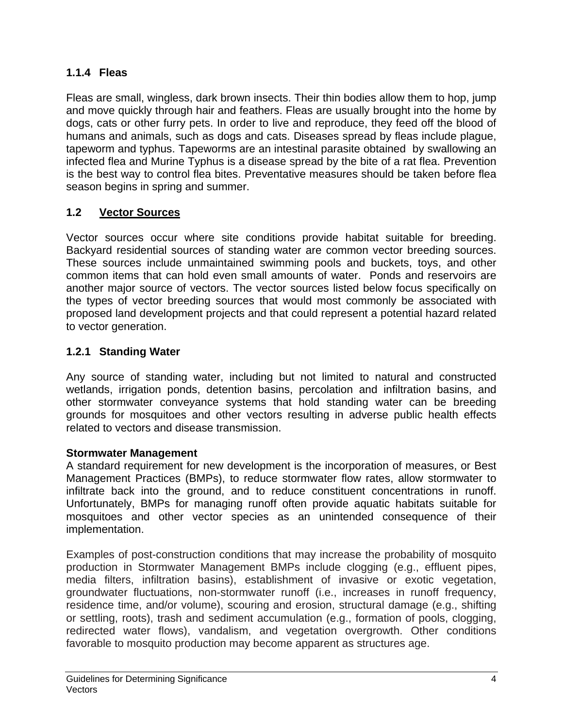### 1.1.4 Fleas

Fleas are small, wingless, dark brown insects. Their thin bodies allow them to hop, jump and move quickly through hair and feathers. Fleas are usually brought into the home by dogs, cats or other furry pets. In order to live and reproduce, they feed off the blood of humans and animals, such as dogs and cats. Diseases spread by fleas include plague, tapeworm and typhus. Tapeworms are an intestinal parasite obtained by swallowing an infected flea and Murine Typhus is a disease spread by the bite of a rat flea. Prevention is the best way to control flea bites. Preventative measures should be taken before flea season begins in spring and summer.

## 1.2 <u>Vector Sources</u>

Vector sources occur where site conditions provide habitat suitable for breeding. Backyard residential sources of standing water are common vector breeding sources. These sources include unmaintained swimming pools and buckets, toys, and other common items that can hold even small amounts of water. Ponds and reservoirs are another major source of vectors. The vector sources listed below focus specifically on the types of vector breeding sources that would most commonly be associated with proposed land development projects and that could represent a potential hazard related to vector generation.

### 1.2.1 Standing Water

Any source of standing water, including but not limited to natural and constructed wetlands, irrigation ponds, detention basins, percolation and infiltration basins, and other stormwater conveyance systems that hold standing water can be breeding grounds for mosquitoes and other vectors resulting in adverse public health effects related to vectors and disease transmission.

**Stormwater Management**

A standard requirement for new development is the incorporation of measures, or Best Management Practices (BMPs), to reduce stormwater flow rates, allow stormwater to infiltrate back into the ground, and to reduce constituent concentrations in runoff. Unfortunately, BMPs for managing runoff often provide aquatic habitats suitable for mosquitoes and other vector species as an unintended consequence of their implementation.

Examples of post-construction conditions that may increase the probability of mosquito production in Stormwater Management BMPs include clogging (e.g., effluent pipes, media filters, infiltration basins), establishment of invasive or exotic vegetation, groundwater fluctuations, non-stormwater runoff (i.e., increases in runoff frequency, residence time, and/or volume), scouring and erosion, structural damage (e.g., shifting or settling, roots), trash and sediment accumulation (e.g., formation of pools, clogging, redirected water flows), vandalism, and vegetation overgrowth. Other conditions favorable to mosquito production may become apparent as structures age.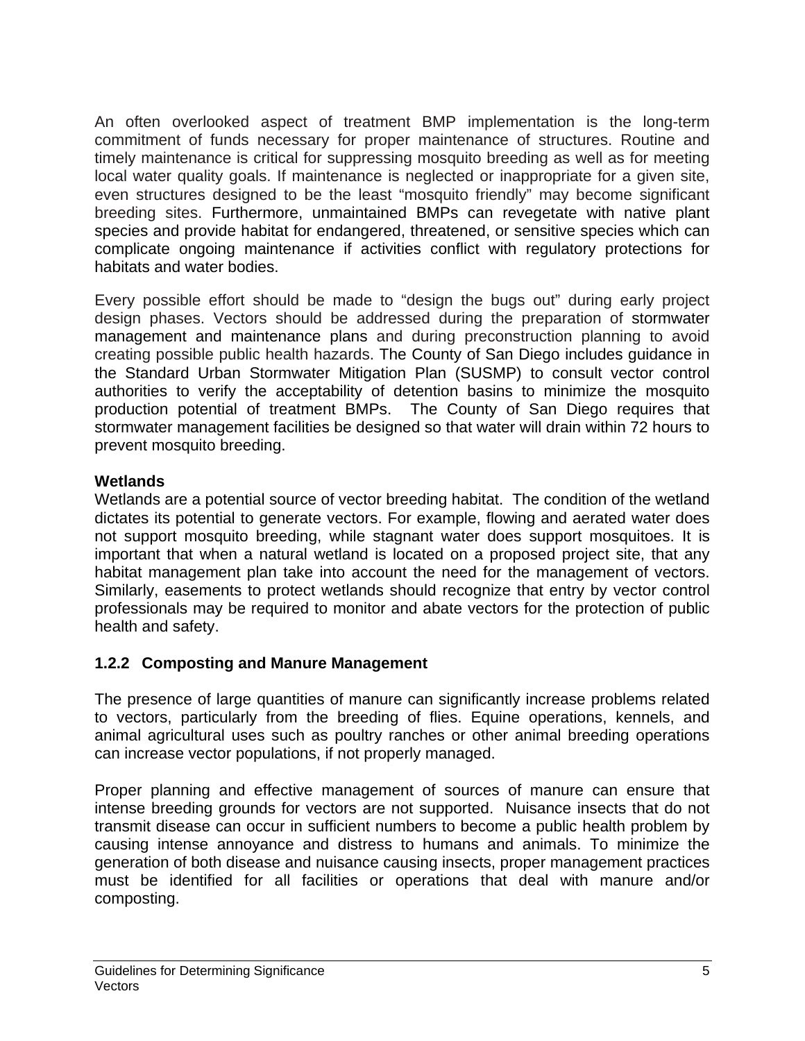An often overlooked aspect of treatment BMP implementation is the long-term commitment of funds necessary for proper maintenance of structures. Routine and timely maintenance is critical for suppressing mosquito breeding as well as for meeting local water quality goals. If maintenance is neglected or inappropriate for a given site, even structures designed to be the least "mosquito friendly" may become significant breeding sites. Furthermore, unmaintained BMPs can revegetate with native plant species and provide habitat for endangered, threatened, or sensitive species which can complicate ongoing maintenance if activities conflict with regulatory protections for habitats and water bodies.

Every possible effort should be made to "design the bugs out" during early project design phases. Vectors should be addressed during the preparation of stormwater management and maintenance plans and during preconstruction planning to avoid creating possible public health hazards. The County of San Diego includes guidance in the Standard Urban Stormwater Mitigation Plan (SUSMP) to consult vector control authorities to verify the acceptability of detention basins to minimize the mosquito production potential of treatment BMPs. The County of San Diego requires that stormwater management facilities be designed so that water will drain within 72 hours to prevent mosquito breeding.

**Wetlands**

Wetlands are a potential source of vector breeding habitat. The condition of the wetland dictates its potential to generate vectors. For example, flowing and aerated water does not support mosquito breeding, while stagnant water does support mosquitoes. It is important that when a natural wetland is located on a proposed project site, that any habitat management plan take into account the need for the management of vectors. Similarly, easements to protect wetlands should recognize that entry by vector control professionals may be required to monitor and abate vectors for the protection of public health and safety.

### 1.2.2 Composting and Manure Management

The presence of large quantities of manure can significantly increase problems related to vectors, particularly from the breeding of flies. Equine operations, kennels, and animal agricultural uses such as poultry ranches or other animal breeding operations can increase vector populations, if not properly managed.

Proper planning and effective management of sources of manure can ensure that intense breeding grounds for vectors are not supported. Nuisance insects that do not transmit disease can occur in sufficient numbers to become a public health problem by causing intense annoyance and distress to humans and animals. To minimize the generation of both disease and nuisance causing insects, proper management practices must be identified for all facilities or operations that deal with manure and/or composting.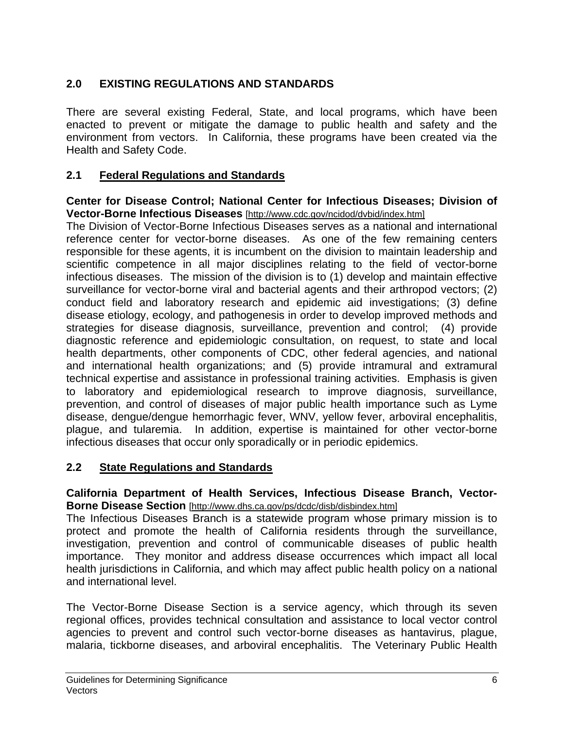## 2.0 EXISTING REGULATIONS AND STANDARDS

There are several existing Federal, State, and local programs, which have been enacted to prevent or mitigate the damage to public health and safety and the environment from vectors. In California, these programs have been created via the Health and Safety Code.

### 2.1 Federal Regulations and Standards

**Center for Disease Control; National Center for Infectious Diseases; Division of Vector-Borne Infectious Diseases** [http://www.cdc.gov/ncidod/dvbid/index.htm]

The Division of Vector-Borne Infectious Diseases serves as a national and international reference center for vector-borne diseases. As one of the few remaining centers responsible for these agents, it is incumbent on the division to maintain leadership and scientific competence in all major disciplines relating to the field of vector-borne infectious diseases. The mission of the division is to (1) develop and maintain effective surveillance for vector-borne viral and bacterial agents and their arthropod vectors; (2) conduct field and laboratory research and epidemic aid investigations; (3) define disease etiology, ecology, and pathogenesis in order to develop improved methods and strategies for disease diagnosis, surveillance, prevention and control; (4) provide diagnostic reference and epidemiologic consultation, on request, to state and local health departments, other components of CDC, other federal agencies, and national and international health organizations; and (5) provide intramural and extramural technical expertise and assistance in professional training activities. Emphasis is given to laboratory and epidemiological research to improve diagnosis, surveillance, prevention, and control of diseases of major public health importance such as Lyme disease, dengue/dengue hemorrhagic fever, WNV, yellow fever, arboviral encephalitis, plague, and tularemia. In addition, expertise is maintained for other vector-borne infectious diseases that occur only sporadically or in periodic epidemics.

### 2.2 State Regulations and Standards

**California Department of Health Services, Infectious Disease Branch, Vector-Borne Disease Section** [http://www.dhs.ca.gov/ps/dcdc/disb/disbindex.htm]

The Infectious Diseases Branch is a statewide program whose primary mission is to protect and promote the health of California residents through the surveillance, investigation, prevention and control of communicable diseases of public health importance. They monitor and address disease occurrences which impact all local health jurisdictions in California, and which may affect public health policy on a national and international level.

The Vector-Borne Disease Section is a service agency, which through its seven regional offices, provides technical consultation and assistance to local vector control agencies to prevent and control such vector-borne diseases as hantavirus, plague, malaria, tickborne diseases, and arboviral encephalitis. The Veterinary Public Health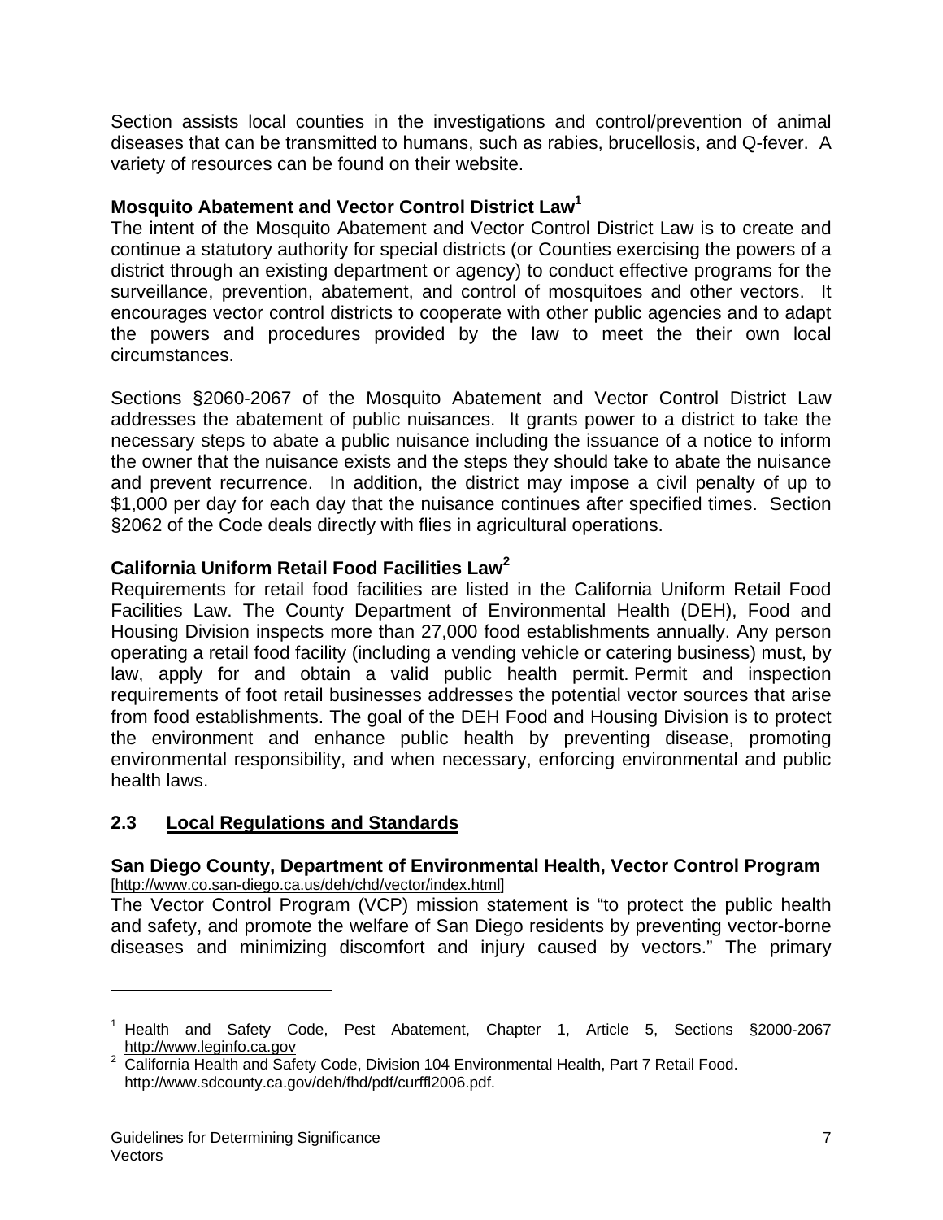Section assists local counties in the investigations and control/prevention of animal diseases that can be transmitted to humans, such as rabies, brucellosis, and Q-fever. A variety of resources can be found on their website.

**Mosquito Abatement and Vector Control District Law[1]**

The intent of the Mosquito Abatement and Vector Control District Law is to create and continue a statutory authority for special districts (or Counties exercising the powers of a district through an existing department or agency) to conduct effective programs for the surveillance, prevention, abatement, and control of mosquitoes and other vectors. It encourages vector control districts to cooperate with other public agencies and to adapt the powers and procedures provided by the law to meet the their own local circumstances.

Sections §2060-2067 of the Mosquito Abatement and Vector Control District Law addresses the abatement of public nuisances. It grants power to a district to take the necessary steps to abate a public nuisance including the issuance of a notice to inform the owner that the nuisance exists and the steps they should take to abate the nuisance and prevent recurrence. In addition, the district may impose a civil penalty of up to $1,000 per day for each day that the nuisance continues after specified times. Section §2062 of the Code deals directly with flies in agricultural operations.

**California Uniform Retail Food Facilities Law[2]**

Requirements for retail food facilities are listed in the California Uniform Retail Food Facilities Law. The County Department of Environmental Health (DEH), Food and Housing Division inspects more than 27,000 food establishments annually. Any person operating a retail food facility (including a vending vehicle or catering business) must, by law, apply for and obtain a valid public health permit. Permit and inspection requirements of foot retail businesses addresses the potential vector sources that arise from food establishments. The goal of the DEH Food and Housing Division is to protect the environment and enhance public health by preventing disease, promoting environmental responsibility, and when necessary, enforcing environmental and public health laws.

## 2.3 Local Regulations and Standards

**San Diego County, Department of Environmental Health, Vector Control Program**
[http://www.co.san-diego.ca.us/deh/chd/vector/index.html]

The Vector Control Program (VCP) mission statement is "to protect the public health and safety, and promote the welfare of San Diego residents by preventing vector-borne diseases and minimizing discomfort and injury caused by vectors." The primary

---

[1] Health and Safety Code, Pest Abatement, Chapter 1, Article 5, Sections §2000-2067 http://www.leginfo.ca.gov

[2] California Health and Safety Code, Division 104 Environmental Health, Part 7 Retail Food. http://www.sdcounty.ca.gov/deh/fhd/pdf/curffl2006.pdf.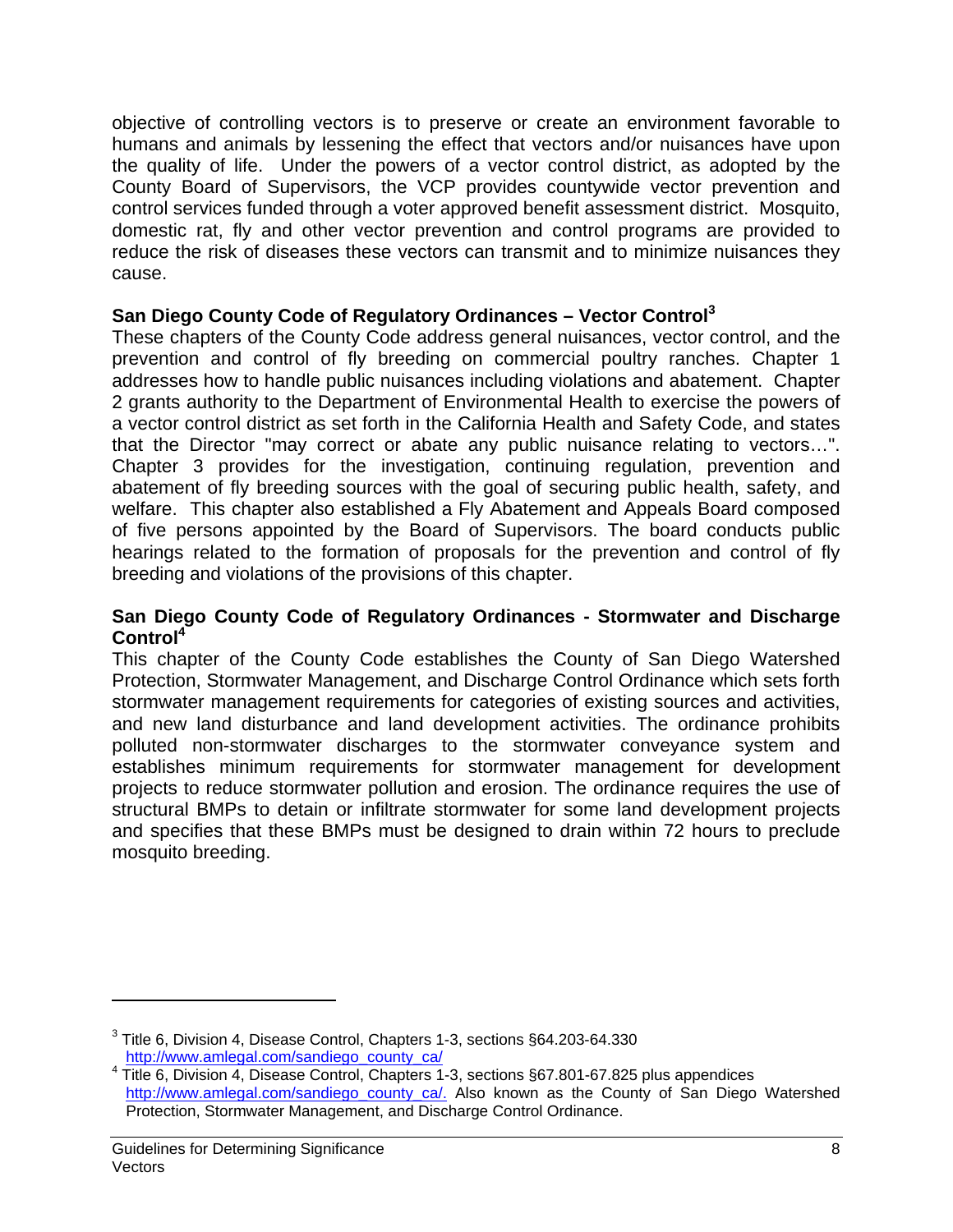objective of controlling vectors is to preserve or create an environment favorable to humans and animals by lessening the effect that vectors and/or nuisances have upon the quality of life. Under the powers of a vector control district, as adopted by the County Board of Supervisors, the VCP provides countywide vector prevention and control services funded through a voter approved benefit assessment district. Mosquito, domestic rat, fly and other vector prevention and control programs are provided to reduce the risk of diseases these vectors can transmit and to minimize nuisances they cause.

**San Diego County Code of Regulatory Ordinances – Vector Control[3]**

These chapters of the County Code address general nuisances, vector control, and the prevention and control of fly breeding on commercial poultry ranches. Chapter 1 addresses how to handle public nuisances including violations and abatement. Chapter 2 grants authority to the Department of Environmental Health to exercise the powers of a vector control district as set forth in the California Health and Safety Code, and states that the Director "may correct or abate any public nuisance relating to vectors…". Chapter 3 provides for the investigation, continuing regulation, prevention and abatement of fly breeding sources with the goal of securing public health, safety, and welfare. This chapter also established a Fly Abatement and Appeals Board composed of five persons appointed by the Board of Supervisors. The board conducts public hearings related to the formation of proposals for the prevention and control of fly breeding and violations of the provisions of this chapter.

**San Diego County Code of Regulatory Ordinances - Stormwater and Discharge Control[4]**

This chapter of the County Code establishes the County of San Diego Watershed Protection, Stormwater Management, and Discharge Control Ordinance which sets forth stormwater management requirements for categories of existing sources and activities, and new land disturbance and land development activities. The ordinance prohibits polluted non-stormwater discharges to the stormwater conveyance system and establishes minimum requirements for stormwater management for development projects to reduce stormwater pollution and erosion. The ordinance requires the use of structural BMPs to detain or infiltrate stormwater for some land development projects and specifies that these BMPs must be designed to drain within 72 hours to preclude mosquito breeding.

---

[3] Title 6, Division 4, Disease Control, Chapters 1-3, sections §64.203-64.330 http://www.amlegal.com/sandiego_county_ca/

[4] Title 6, Division 4, Disease Control, Chapters 1-3, sections §67.801-67.825 plus appendices http://www.amlegal.com/sandiego_county_ca/. Also known as the County of San Diego Watershed Protection, Stormwater Management, and Discharge Control Ordinance.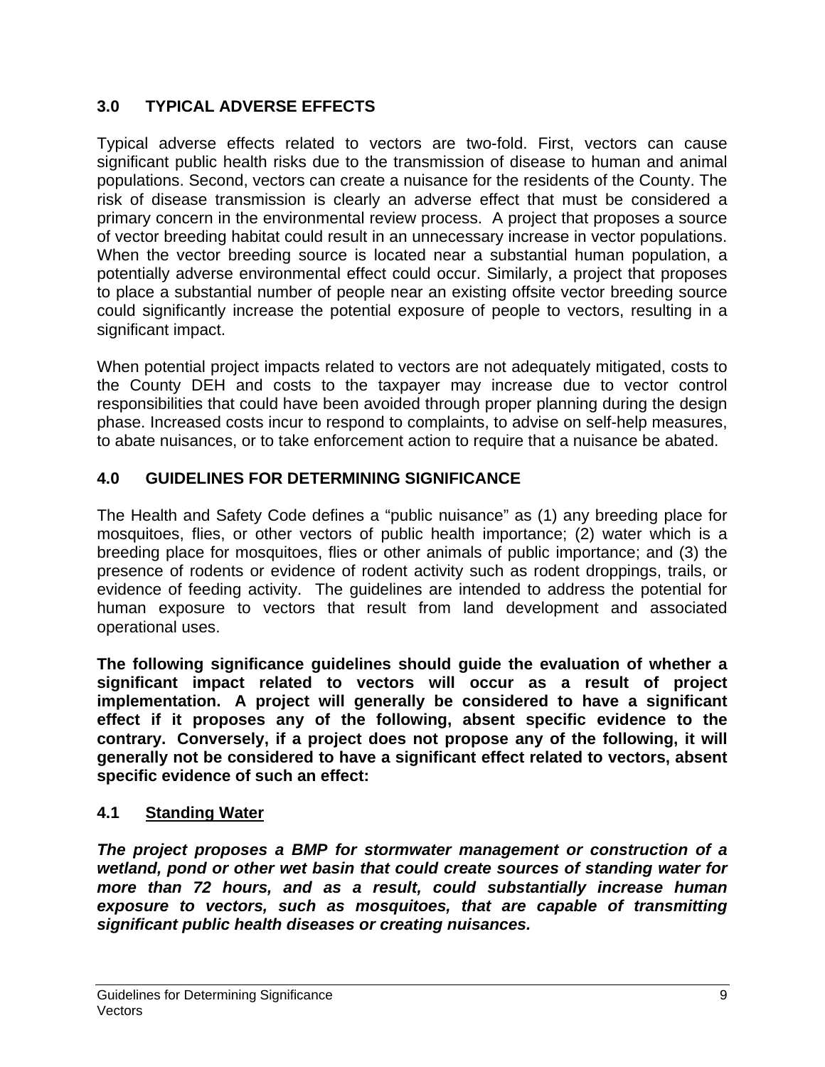## 3.0 TYPICAL ADVERSE EFFECTS

Typical adverse effects related to vectors are two-fold. First, vectors can cause significant public health risks due to the transmission of disease to human and animal populations. Second, vectors can create a nuisance for the residents of the County. The risk of disease transmission is clearly an adverse effect that must be considered a primary concern in the environmental review process. A project that proposes a source of vector breeding habitat could result in an unnecessary increase in vector populations. When the vector breeding source is located near a substantial human population, a potentially adverse environmental effect could occur. Similarly, a project that proposes to place a substantial number of people near an existing offsite vector breeding source could significantly increase the potential exposure of people to vectors, resulting in a significant impact.

When potential project impacts related to vectors are not adequately mitigated, costs to the County DEH and costs to the taxpayer may increase due to vector control responsibilities that could have been avoided through proper planning during the design phase. Increased costs incur to respond to complaints, to advise on self-help measures, to abate nuisances, or to take enforcement action to require that a nuisance be abated.

## 4.0 GUIDELINES FOR DETERMINING SIGNIFICANCE

The Health and Safety Code defines a "public nuisance" as (1) any breeding place for mosquitoes, flies, or other vectors of public health importance; (2) water which is a breeding place for mosquitoes, flies or other animals of public importance; and (3) the presence of rodents or evidence of rodent activity such as rodent droppings, trails, or evidence of feeding activity. The guidelines are intended to address the potential for human exposure to vectors that result from land development and associated operational uses.

**The following significance guidelines should guide the evaluation of whether a significant impact related to vectors will occur as a result of project implementation. A project will generally be considered to have a significant effect if it proposes any of the following, absent specific evidence to the contrary. Conversely, if a project does not propose any of the following, it will generally not be considered to have a significant effect related to vectors, absent specific evidence of such an effect:**

### 4.1 Standing Water

***The project proposes a BMP for stormwater management or construction of a wetland, pond or other wet basin that could create sources of standing water for more than 72 hours, and as a result, could substantially increase human exposure to vectors, such as mosquitoes, that are capable of transmitting significant public health diseases or creating nuisances.***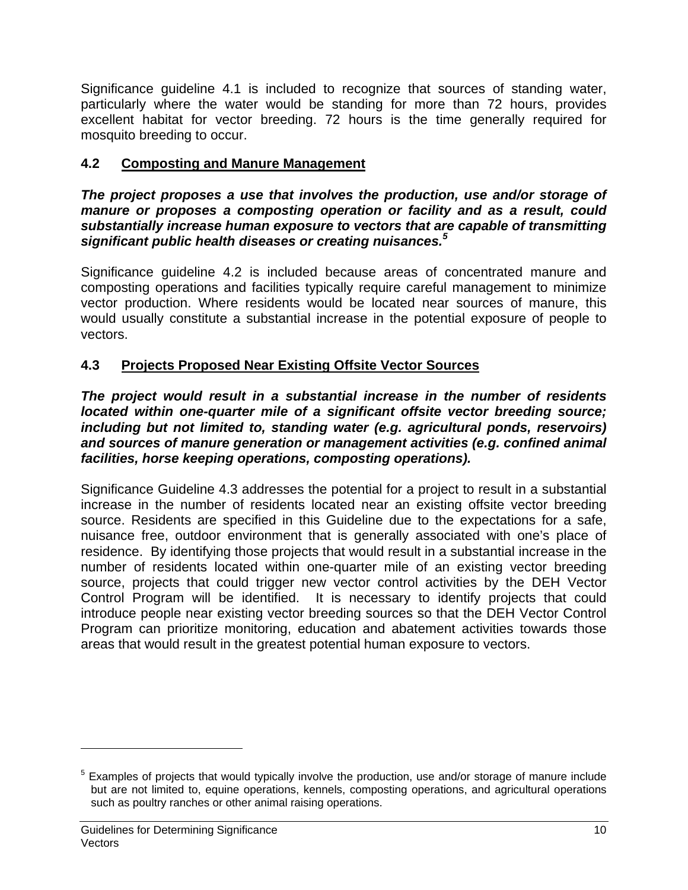Significance guideline 4.1 is included to recognize that sources of standing water, particularly where the water would be standing for more than 72 hours, provides excellent habitat for vector breeding. 72 hours is the time generally required for mosquito breeding to occur.

### 4.2 Composting and Manure Management

***The project proposes a use that involves the production, use and/or storage of manure or proposes a composting operation or facility and as a result, could substantially increase human exposure to vectors that are capable of transmitting significant public health diseases or creating nuisances.[5]***

Significance guideline 4.2 is included because areas of concentrated manure and composting operations and facilities typically require careful management to minimize vector production. Where residents would be located near sources of manure, this would usually constitute a substantial increase in the potential exposure of people to vectors.

### 4.3 Projects Proposed Near Existing Offsite Vector Sources

***The project would result in a substantial increase in the number of residents located within one-quarter mile of a significant offsite vector breeding source; including but not limited to, standing water (e.g. agricultural ponds, reservoirs) and sources of manure generation or management activities (e.g. confined animal facilities, horse keeping operations, composting operations).***

Significance Guideline 4.3 addresses the potential for a project to result in a substantial increase in the number of residents located near an existing offsite vector breeding source. Residents are specified in this Guideline due to the expectations for a safe, nuisance free, outdoor environment that is generally associated with one's place of residence. By identifying those projects that would result in a substantial increase in the number of residents located within one-quarter mile of an existing vector breeding source, projects that could trigger new vector control activities by the DEH Vector Control Program will be identified. It is necessary to identify projects that could introduce people near existing vector breeding sources so that the DEH Vector Control Program can prioritize monitoring, education and abatement activities towards those areas that would result in the greatest potential human exposure to vectors.

---

[5] Examples of projects that would typically involve the production, use and/or storage of manure include but are not limited to, equine operations, kennels, composting operations, and agricultural operations such as poultry ranches or other animal raising operations.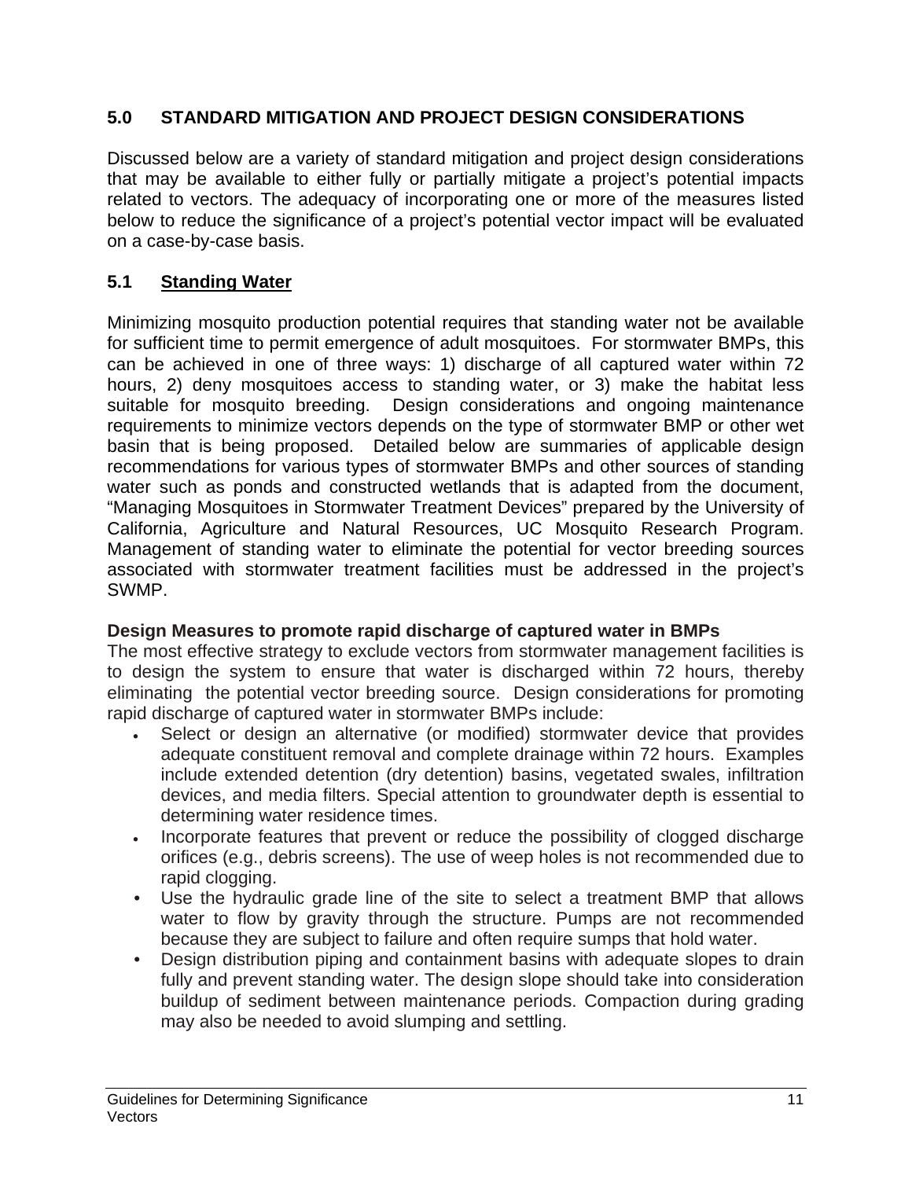## 5.0 STANDARD MITIGATION AND PROJECT DESIGN CONSIDERATIONS

Discussed below are a variety of standard mitigation and project design considerations that may be available to either fully or partially mitigate a project's potential impacts related to vectors. The adequacy of incorporating one or more of the measures listed below to reduce the significance of a project's potential vector impact will be evaluated on a case-by-case basis.

### 5.1 Standing Water

Minimizing mosquito production potential requires that standing water not be available for sufficient time to permit emergence of adult mosquitoes. For stormwater BMPs, this can be achieved in one of three ways: 1) discharge of all captured water within 72 hours, 2) deny mosquitoes access to standing water, or 3) make the habitat less suitable for mosquito breeding. Design considerations and ongoing maintenance requirements to minimize vectors depends on the type of stormwater BMP or other wet basin that is being proposed. Detailed below are summaries of applicable design recommendations for various types of stormwater BMPs and other sources of standing water such as ponds and constructed wetlands that is adapted from the document, "Managing Mosquitoes in Stormwater Treatment Devices" prepared by the University of California, Agriculture and Natural Resources, UC Mosquito Research Program. Management of standing water to eliminate the potential for vector breeding sources associated with stormwater treatment facilities must be addressed in the project's SWMP.

**Design Measures to promote rapid discharge of captured water in BMPs**

The most effective strategy to exclude vectors from stormwater management facilities is to design the system to ensure that water is discharged within 72 hours, thereby eliminating the potential vector breeding source. Design considerations for promoting rapid discharge of captured water in stormwater BMPs include:

- Select or design an alternative (or modified) stormwater device that provides adequate constituent removal and complete drainage within 72 hours. Examples include extended detention (dry detention) basins, vegetated swales, infiltration devices, and media filters. Special attention to groundwater depth is essential to determining water residence times.
- Incorporate features that prevent or reduce the possibility of clogged discharge orifices (e.g., debris screens). The use of weep holes is not recommended due to rapid clogging.
- Use the hydraulic grade line of the site to select a treatment BMP that allows water to flow by gravity through the structure. Pumps are not recommended because they are subject to failure and often require sumps that hold water.
- Design distribution piping and containment basins with adequate slopes to drain fully and prevent standing water. The design slope should take into consideration buildup of sediment between maintenance periods. Compaction during grading may also be needed to avoid slumping and settling.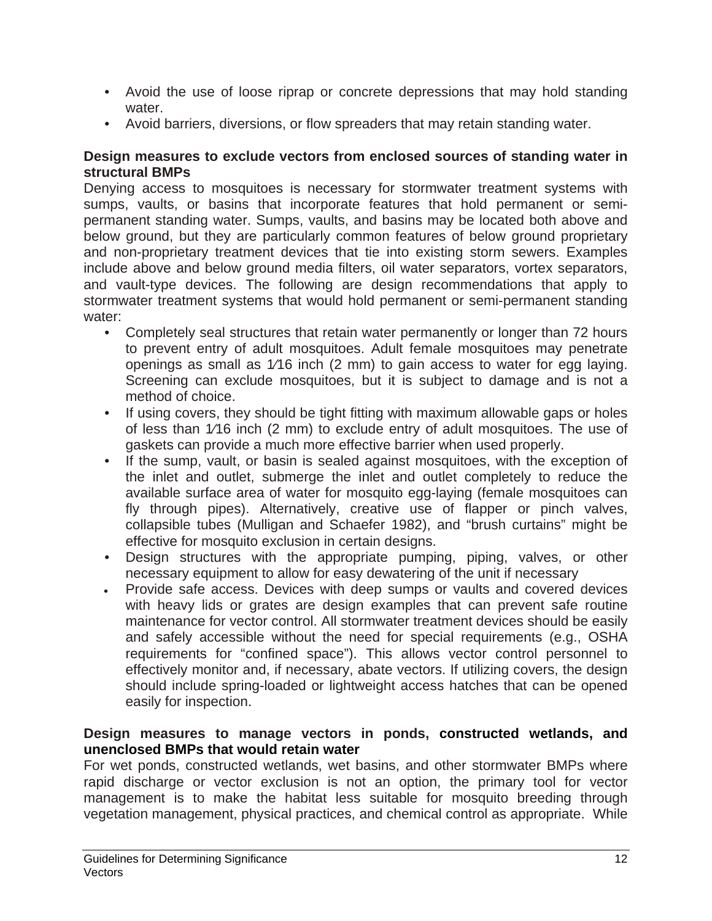- Avoid the use of loose riprap or concrete depressions that may hold standing water.
- Avoid barriers, diversions, or flow spreaders that may retain standing water.

**Design measures to exclude vectors from enclosed sources of standing water in structural BMPs**

Denying access to mosquitoes is necessary for stormwater treatment systems with sumps, vaults, or basins that incorporate features that hold permanent or semi-permanent standing water. Sumps, vaults, and basins may be located both above and below ground, but they are particularly common features of below ground proprietary and non-proprietary treatment devices that tie into existing storm sewers. Examples include above and below ground media filters, oil water separators, vortex separators, and vault-type devices. The following are design recommendations that apply to stormwater treatment systems that would hold permanent or semi-permanent standing water:

- Completely seal structures that retain water permanently or longer than 72 hours to prevent entry of adult mosquitoes. Adult female mosquitoes may penetrate openings as small as 1⁄16 inch (2 mm) to gain access to water for egg laying. Screening can exclude mosquitoes, but it is subject to damage and is not a method of choice.
- If using covers, they should be tight fitting with maximum allowable gaps or holes of less than 1⁄16 inch (2 mm) to exclude entry of adult mosquitoes. The use of gaskets can provide a much more effective barrier when used properly.
- If the sump, vault, or basin is sealed against mosquitoes, with the exception of the inlet and outlet, submerge the inlet and outlet completely to reduce the available surface area of water for mosquito egg-laying (female mosquitoes can fly through pipes). Alternatively, creative use of flapper or pinch valves, collapsible tubes (Mulligan and Schaefer 1982), and "brush curtains" might be effective for mosquito exclusion in certain designs.
- Design structures with the appropriate pumping, piping, valves, or other necessary equipment to allow for easy dewatering of the unit if necessary
- Provide safe access. Devices with deep sumps or vaults and covered devices with heavy lids or grates are design examples that can prevent safe routine maintenance for vector control. All stormwater treatment devices should be easily and safely accessible without the need for special requirements (e.g., OSHA requirements for "confined space"). This allows vector control personnel to effectively monitor and, if necessary, abate vectors. If utilizing covers, the design should include spring-loaded or lightweight access hatches that can be opened easily for inspection.

**Design measures to manage vectors in ponds, constructed wetlands, and unenclosed BMPs that would retain water**

For wet ponds, constructed wetlands, wet basins, and other stormwater BMPs where rapid discharge or vector exclusion is not an option, the primary tool for vector management is to make the habitat less suitable for mosquito breeding through vegetation management, physical practices, and chemical control as appropriate. While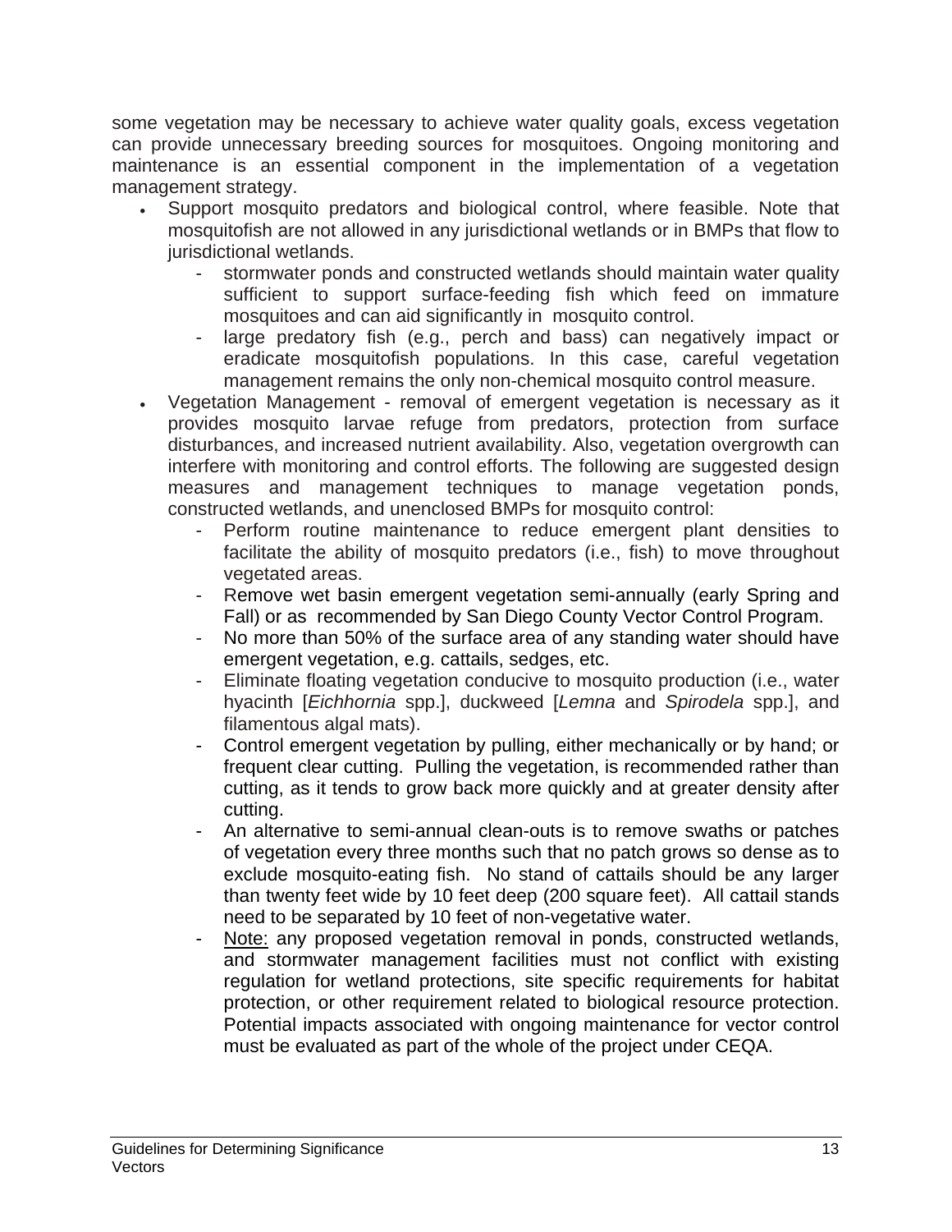some vegetation may be necessary to achieve water quality goals, excess vegetation can provide unnecessary breeding sources for mosquitoes. Ongoing monitoring and maintenance is an essential component in the implementation of a vegetation management strategy.

- Support mosquito predators and biological control, where feasible. Note that mosquitofish are not allowed in any jurisdictional wetlands or in BMPs that flow to jurisdictional wetlands.
    - stormwater ponds and constructed wetlands should maintain water quality sufficient to support surface-feeding fish which feed on immature mosquitoes and can aid significantly in mosquito control.
    - large predatory fish (e.g., perch and bass) can negatively impact or eradicate mosquitofish populations. In this case, careful vegetation management remains the only non-chemical mosquito control measure.
- Vegetation Management - removal of emergent vegetation is necessary as it provides mosquito larvae refuge from predators, protection from surface disturbances, and increased nutrient availability. Also, vegetation overgrowth can interfere with monitoring and control efforts. The following are suggested design measures and management techniques to manage vegetation ponds, constructed wetlands, and unenclosed BMPs for mosquito control:
    - Perform routine maintenance to reduce emergent plant densities to facilitate the ability of mosquito predators (i.e., fish) to move throughout vegetated areas.
    - Remove wet basin emergent vegetation semi-annually (early Spring and Fall) or as recommended by San Diego County Vector Control Program.
    - No more than 50% of the surface area of any standing water should have emergent vegetation, e.g. cattails, sedges, etc.
    - Eliminate floating vegetation conducive to mosquito production (i.e., water hyacinth [*Eichhornia* spp.], duckweed [*Lemna* and *Spirodela* spp.], and filamentous algal mats).
    - Control emergent vegetation by pulling, either mechanically or by hand; or frequent clear cutting. Pulling the vegetation, is recommended rather than cutting, as it tends to grow back more quickly and at greater density after cutting.
    - An alternative to semi-annual clean-outs is to remove swaths or patches of vegetation every three months such that no patch grows so dense as to exclude mosquito-eating fish. No stand of cattails should be any larger than twenty feet wide by 10 feet deep (200 square feet). All cattail stands need to be separated by 10 feet of non-vegetative water.
    - Note: any proposed vegetation removal in ponds, constructed wetlands, and stormwater management facilities must not conflict with existing regulation for wetland protections, site specific requirements for habitat protection, or other requirement related to biological resource protection. Potential impacts associated with ongoing maintenance for vector control must be evaluated as part of the whole of the project under CEQA.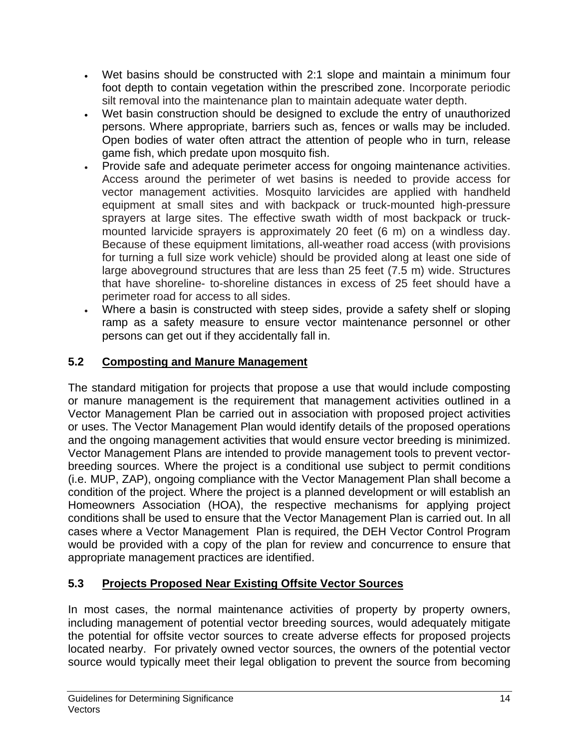- Wet basins should be constructed with 2:1 slope and maintain a minimum four foot depth to contain vegetation within the prescribed zone. Incorporate periodic silt removal into the maintenance plan to maintain adequate water depth.
- Wet basin construction should be designed to exclude the entry of unauthorized persons. Where appropriate, barriers such as, fences or walls may be included. Open bodies of water often attract the attention of people who in turn, release game fish, which predate upon mosquito fish.
- Provide safe and adequate perimeter access for ongoing maintenance activities. Access around the perimeter of wet basins is needed to provide access for vector management activities. Mosquito larvicides are applied with handheld equipment at small sites and with backpack or truck-mounted high-pressure sprayers at large sites. The effective swath width of most backpack or truck-mounted larvicide sprayers is approximately 20 feet (6 m) on a windless day. Because of these equipment limitations, all-weather road access (with provisions for turning a full size work vehicle) should be provided along at least one side of large aboveground structures that are less than 25 feet (7.5 m) wide. Structures that have shoreline- to-shoreline distances in excess of 25 feet should have a perimeter road for access to all sides.
- Where a basin is constructed with steep sides, provide a safety shelf or sloping ramp as a safety measure to ensure vector maintenance personnel or other persons can get out if they accidentally fall in.

## 5.2 Composting and Manure Management

The standard mitigation for projects that propose a use that would include composting or manure management is the requirement that management activities outlined in a Vector Management Plan be carried out in association with proposed project activities or uses. The Vector Management Plan would identify details of the proposed operations and the ongoing management activities that would ensure vector breeding is minimized. Vector Management Plans are intended to provide management tools to prevent vector-breeding sources. Where the project is a conditional use subject to permit conditions (i.e. MUP, ZAP), ongoing compliance with the Vector Management Plan shall become a condition of the project. Where the project is a planned development or will establish an Homeowners Association (HOA), the respective mechanisms for applying project conditions shall be used to ensure that the Vector Management Plan is carried out. In all cases where a Vector Management Plan is required, the DEH Vector Control Program would be provided with a copy of the plan for review and concurrence to ensure that appropriate management practices are identified.

## 5.3 Projects Proposed Near Existing Offsite Vector Sources

In most cases, the normal maintenance activities of property by property owners, including management of potential vector breeding sources, would adequately mitigate the potential for offsite vector sources to create adverse effects for proposed projects located nearby. For privately owned vector sources, the owners of the potential vector source would typically meet their legal obligation to prevent the source from becoming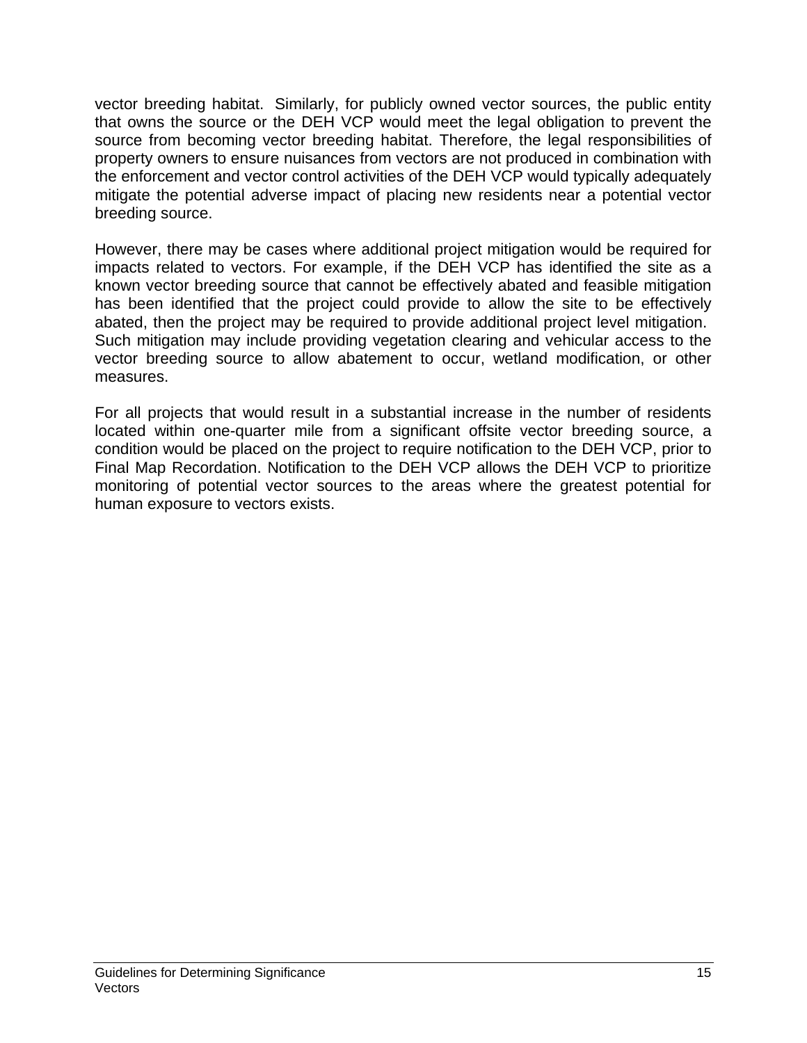vector breeding habitat. Similarly, for publicly owned vector sources, the public entity that owns the source or the DEH VCP would meet the legal obligation to prevent the source from becoming vector breeding habitat. Therefore, the legal responsibilities of property owners to ensure nuisances from vectors are not produced in combination with the enforcement and vector control activities of the DEH VCP would typically adequately mitigate the potential adverse impact of placing new residents near a potential vector breeding source.

However, there may be cases where additional project mitigation would be required for impacts related to vectors. For example, if the DEH VCP has identified the site as a known vector breeding source that cannot be effectively abated and feasible mitigation has been identified that the project could provide to allow the site to be effectively abated, then the project may be required to provide additional project level mitigation. Such mitigation may include providing vegetation clearing and vehicular access to the vector breeding source to allow abatement to occur, wetland modification, or other measures.

For all projects that would result in a substantial increase in the number of residents located within one-quarter mile from a significant offsite vector breeding source, a condition would be placed on the project to require notification to the DEH VCP, prior to Final Map Recordation. Notification to the DEH VCP allows the DEH VCP to prioritize monitoring of potential vector sources to the areas where the greatest potential for human exposure to vectors exists.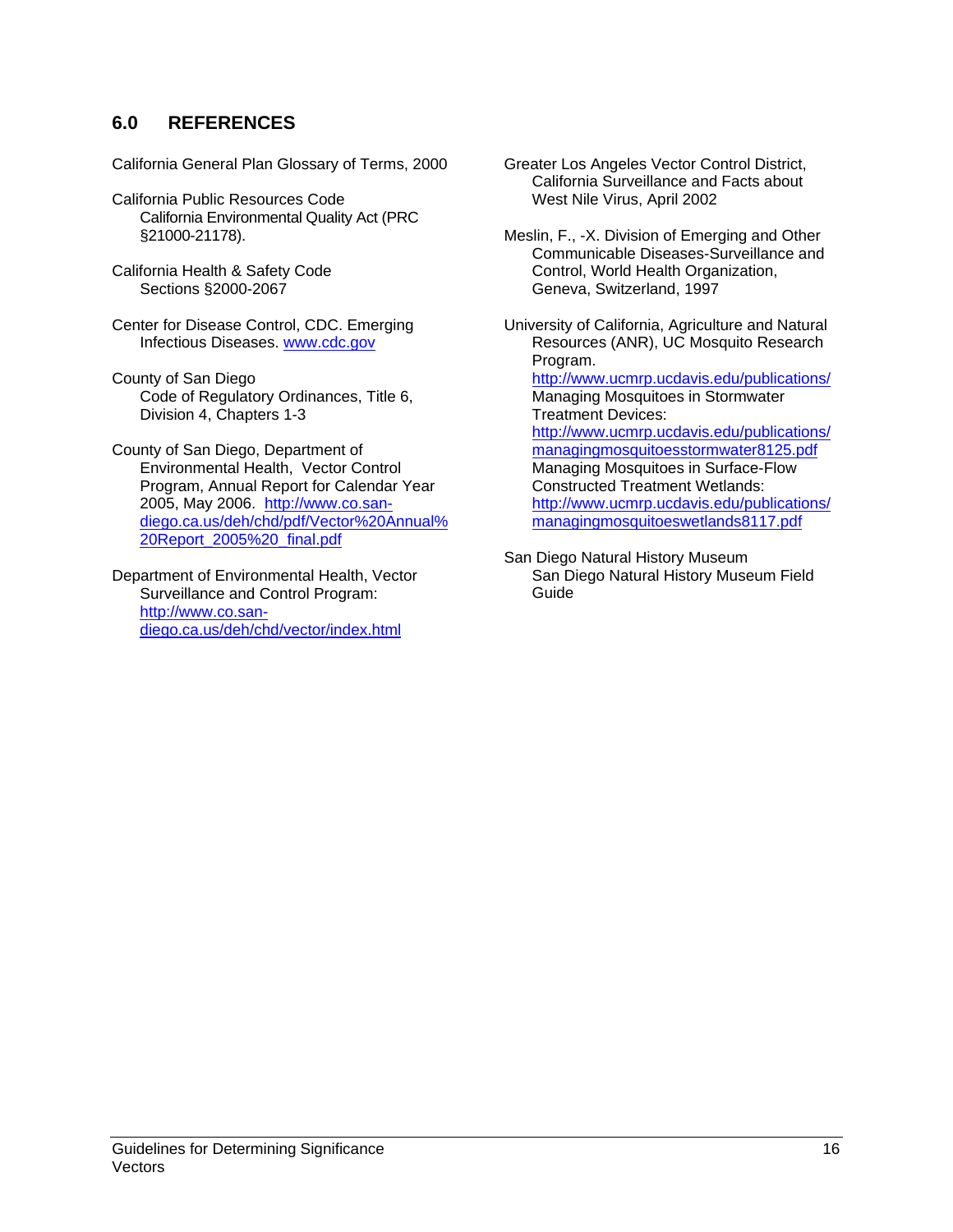## 6.0 REFERENCES

California General Plan Glossary of Terms, 2000

California Public Resources Code
California Environmental Quality Act (PRC §21000-21178).

California Health & Safety Code
Sections §2000-2067

Center for Disease Control, CDC. Emerging Infectious Diseases. www.cdc.gov

County of San Diego
Code of Regulatory Ordinances, Title 6, Division 4, Chapters 1-3

County of San Diego, Department of Environmental Health, Vector Control Program, Annual Report for Calendar Year 2005, May 2006. http://www.co.san-diego.ca.us/deh/chd/pdf/Vector%20Annual%20Report_2005%20_final.pdf

Department of Environmental Health, Vector Surveillance and Control Program: http://www.co.san-diego.ca.us/deh/chd/vector/index.html

Greater Los Angeles Vector Control District, California Surveillance and Facts about West Nile Virus, April 2002

Meslin, F., -X. Division of Emerging and Other Communicable Diseases-Surveillance and Control, World Health Organization, Geneva, Switzerland, 1997

University of California, Agriculture and Natural Resources (ANR), UC Mosquito Research Program.
http://www.ucmrp.ucdavis.edu/publications/
Managing Mosquitoes in Stormwater Treatment Devices:
http://www.ucmrp.ucdavis.edu/publications/managingmosquitoesstormwater8125.pdf
Managing Mosquitoes in Surface-Flow Constructed Treatment Wetlands:
http://www.ucmrp.ucdavis.edu/publications/managingmosquitoeswetlands8117.pdf

San Diego Natural History Museum
San Diego Natural History Museum Field Guide